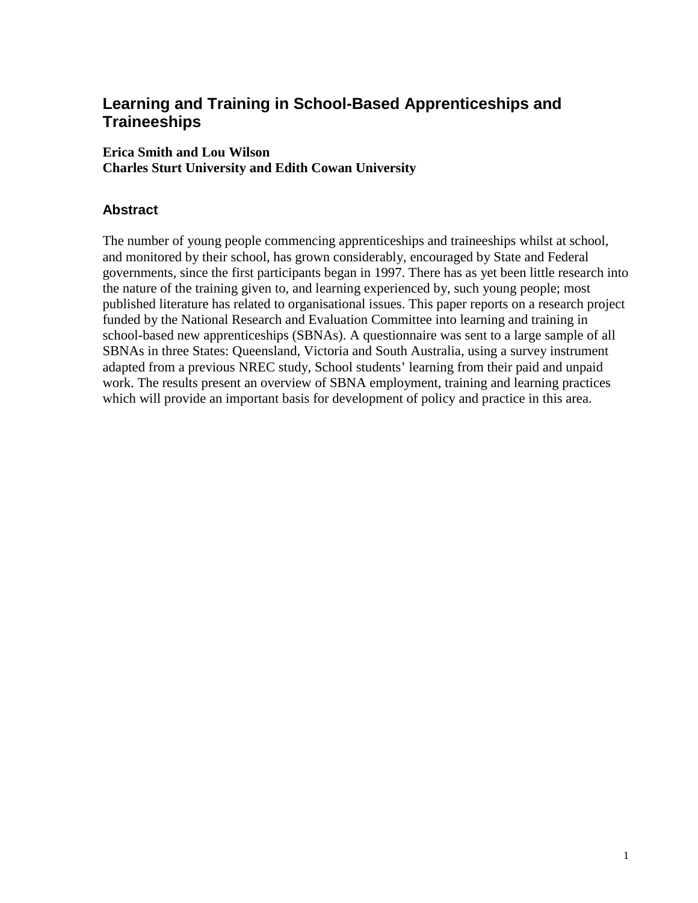# Learning and Training in School-Based Apprenticeships and Traineeships

**Erica Smith and Lou Wilson**
**Charles Sturt University and Edith Cowan University**

## Abstract

The number of young people commencing apprenticeships and traineeships whilst at school, and monitored by their school, has grown considerably, encouraged by State and Federal governments, since the first participants began in 1997. There has as yet been little research into the nature of the training given to, and learning experienced by, such young people; most published literature has related to organisational issues. This paper reports on a research project funded by the National Research and Evaluation Committee into learning and training in school-based new apprenticeships (SBNAs). A questionnaire was sent to a large sample of all SBNAs in three States: Queensland, Victoria and South Australia, using a survey instrument adapted from a previous NREC study, School students' learning from their paid and unpaid work. The results present an overview of SBNA employment, training and learning practices which will provide an important basis for development of policy and practice in this area.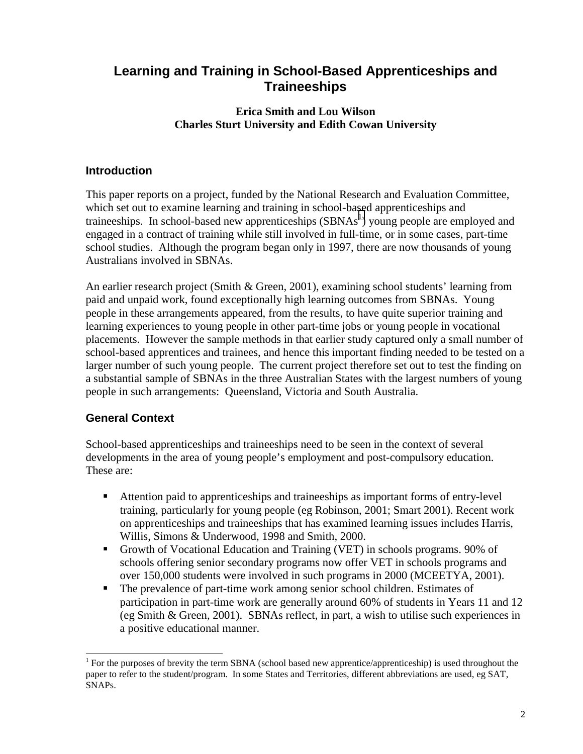# Learning and Training in School-Based Apprenticeships and Traineeships

**Erica Smith and Lou Wilson**
**Charles Sturt University and Edith Cowan University**

## Introduction

This paper reports on a project, funded by the National Research and Evaluation Committee, which set out to examine learning and training in school-based apprenticeships and traineeships. In school-based new apprenticeships (SBNAs[1]) young people are employed and engaged in a contract of training while still involved in full-time, or in some cases, part-time school studies. Although the program began only in 1997, there are now thousands of young Australians involved in SBNAs.

An earlier research project (Smith & Green, 2001), examining school students' learning from paid and unpaid work, found exceptionally high learning outcomes from SBNAs. Young people in these arrangements appeared, from the results, to have quite superior training and learning experiences to young people in other part-time jobs or young people in vocational placements. However the sample methods in that earlier study captured only a small number of school-based apprentices and trainees, and hence this important finding needed to be tested on a larger number of such young people. The current project therefore set out to test the finding on a substantial sample of SBNAs in the three Australian States with the largest numbers of young people in such arrangements: Queensland, Victoria and South Australia.

## General Context

School-based apprenticeships and traineeships need to be seen in the context of several developments in the area of young people's employment and post-compulsory education. These are:

- Attention paid to apprenticeships and traineeships as important forms of entry-level training, particularly for young people (eg Robinson, 2001; Smart 2001). Recent work on apprenticeships and traineeships that has examined learning issues includes Harris, Willis, Simons & Underwood, 1998 and Smith, 2000.
- Growth of Vocational Education and Training (VET) in schools programs. 90% of schools offering senior secondary programs now offer VET in schools programs and over 150,000 students were involved in such programs in 2000 (MCEETYA, 2001).
- The prevalence of part-time work among senior school children. Estimates of participation in part-time work are generally around 60% of students in Years 11 and 12 (eg Smith & Green, 2001). SBNAs reflect, in part, a wish to utilise such experiences in a positive educational manner.

[1] For the purposes of brevity the term SBNA (school based new apprentice/apprenticeship) is used throughout the paper to refer to the student/program. In some States and Territories, different abbreviations are used, eg SAT, SNAPs.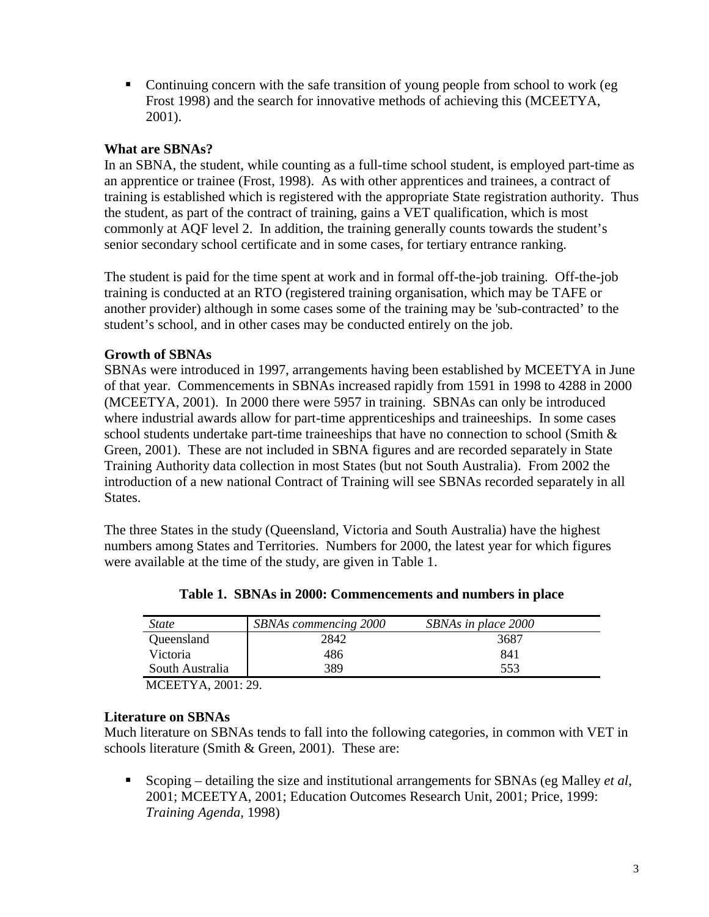- Continuing concern with the safe transition of young people from school to work (eg Frost 1998) and the search for innovative methods of achieving this (MCEETYA, 2001).

### What are SBNAs?

In an SBNA, the student, while counting as a full-time school student, is employed part-time as an apprentice or trainee (Frost, 1998). As with other apprentices and trainees, a contract of training is established which is registered with the appropriate State registration authority. Thus the student, as part of the contract of training, gains a VET qualification, which is most commonly at AQF level 2. In addition, the training generally counts towards the student's senior secondary school certificate and in some cases, for tertiary entrance ranking.

The student is paid for the time spent at work and in formal off-the-job training. Off-the-job training is conducted at an RTO (registered training organisation, which may be TAFE or another provider) although in some cases some of the training may be 'sub-contracted' to the student's school, and in other cases may be conducted entirely on the job.

### Growth of SBNAs

SBNAs were introduced in 1997, arrangements having been established by MCEETYA in June of that year. Commencements in SBNAs increased rapidly from 1591 in 1998 to 4288 in 2000 (MCEETYA, 2001). In 2000 there were 5957 in training. SBNAs can only be introduced where industrial awards allow for part-time apprenticeships and traineeships. In some cases school students undertake part-time traineeships that have no connection to school (Smith & Green, 2001). These are not included in SBNA figures and are recorded separately in State Training Authority data collection in most States (but not South Australia). From 2002 the introduction of a new national Contract of Training will see SBNAs recorded separately in all States.

The three States in the study (Queensland, Victoria and South Australia) have the highest numbers among States and Territories. Numbers for 2000, the latest year for which figures were available at the time of the study, are given in Table 1.

**Table 1. SBNAs in 2000: Commencements and numbers in place**

| *State* | *SBNAs commencing 2000* | *SBNAs in place 2000* |
|---|---|---|
| Queensland | 2842 | 3687 |
| Victoria | 486 | 841 |
| South Australia | 389 | 553 |

MCEETYA, 2001: 29.

### Literature on SBNAs

Much literature on SBNAs tends to fall into the following categories, in common with VET in schools literature (Smith & Green, 2001). These are:

- Scoping – detailing the size and institutional arrangements for SBNAs (eg Malley *et al*, 2001; MCEETYA, 2001; Education Outcomes Research Unit, 2001; Price, 1999: *Training Agenda,* 1998)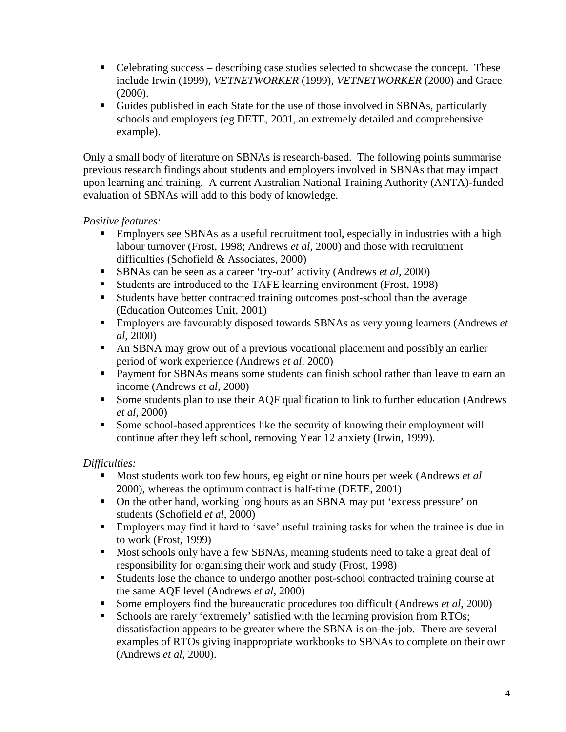- Celebrating success – describing case studies selected to showcase the concept. These include Irwin (1999), *VETNETWORKER* (1999), *VETNETWORKER* (2000) and Grace (2000).
- Guides published in each State for the use of those involved in SBNAs, particularly schools and employers (eg DETE, 2001, an extremely detailed and comprehensive example).

Only a small body of literature on SBNAs is research-based. The following points summarise previous research findings about students and employers involved in SBNAs that may impact upon learning and training. A current Australian National Training Authority (ANTA)-funded evaluation of SBNAs will add to this body of knowledge.

*Positive features:*

- Employers see SBNAs as a useful recruitment tool, especially in industries with a high labour turnover (Frost, 1998; Andrews *et al,* 2000) and those with recruitment difficulties (Schofield & Associates, 2000)
- SBNAs can be seen as a career 'try-out' activity (Andrews *et al*, 2000)
- Students are introduced to the TAFE learning environment (Frost, 1998)
- Students have better contracted training outcomes post-school than the average (Education Outcomes Unit, 2001)
- Employers are favourably disposed towards SBNAs as very young learners (Andrews *et al,* 2000)
- An SBNA may grow out of a previous vocational placement and possibly an earlier period of work experience (Andrews *et al*, 2000)
- Payment for SBNAs means some students can finish school rather than leave to earn an income (Andrews *et al,* 2000)
- Some students plan to use their AQF qualification to link to further education (Andrews *et al,* 2000)
- Some school-based apprentices like the security of knowing their employment will continue after they left school, removing Year 12 anxiety (Irwin, 1999).

*Difficulties:*

- Most students work too few hours, eg eight or nine hours per week (Andrews *et al* 2000), whereas the optimum contract is half-time (DETE, 2001)
- On the other hand, working long hours as an SBNA may put 'excess pressure' on students (Schofield *et al*, 2000)
- Employers may find it hard to 'save' useful training tasks for when the trainee is due in to work (Frost, 1999)
- Most schools only have a few SBNAs, meaning students need to take a great deal of responsibility for organising their work and study (Frost, 1998)
- Students lose the chance to undergo another post-school contracted training course at the same AQF level (Andrews *et al*, 2000)
- Some employers find the bureaucratic procedures too difficult (Andrews *et al*, 2000)
- Schools are rarely 'extremely' satisfied with the learning provision from RTOs; dissatisfaction appears to be greater where the SBNA is on-the-job. There are several examples of RTOs giving inappropriate workbooks to SBNAs to complete on their own (Andrews *et al*, 2000).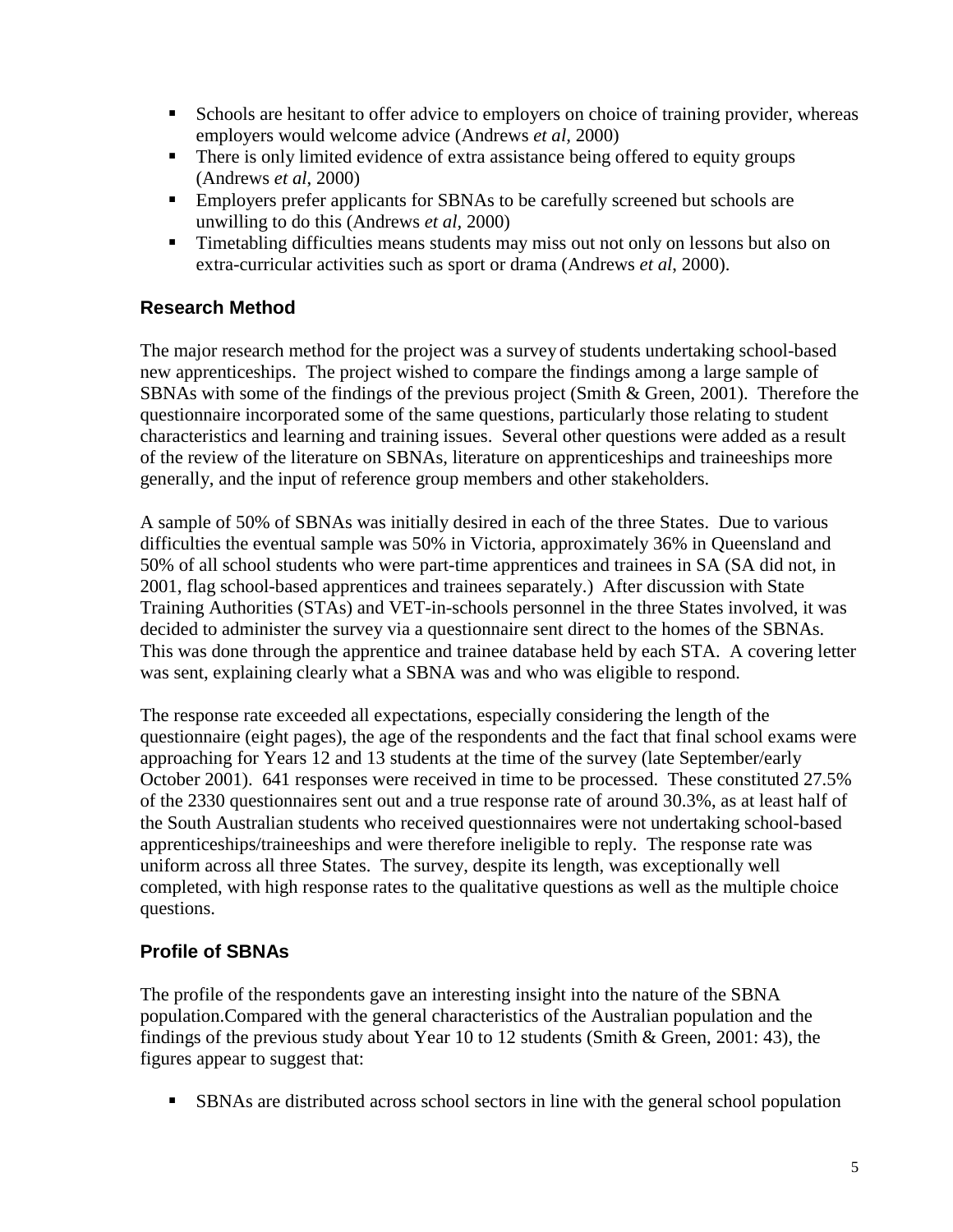- Schools are hesitant to offer advice to employers on choice of training provider, whereas employers would welcome advice (Andrews *et al*, 2000)
- There is only limited evidence of extra assistance being offered to equity groups (Andrews *et al*, 2000)
- Employers prefer applicants for SBNAs to be carefully screened but schools are unwilling to do this (Andrews *et al*, 2000)
- Timetabling difficulties means students may miss out not only on lessons but also on extra-curricular activities such as sport or drama (Andrews *et al*, 2000).

## Research Method

The major research method for the project was a survey of students undertaking school-based new apprenticeships. The project wished to compare the findings among a large sample of SBNAs with some of the findings of the previous project (Smith & Green, 2001). Therefore the questionnaire incorporated some of the same questions, particularly those relating to student characteristics and learning and training issues. Several other questions were added as a result of the review of the literature on SBNAs, literature on apprenticeships and traineeships more generally, and the input of reference group members and other stakeholders.

A sample of 50% of SBNAs was initially desired in each of the three States. Due to various difficulties the eventual sample was 50% in Victoria, approximately 36% in Queensland and 50% of all school students who were part-time apprentices and trainees in SA (SA did not, in 2001, flag school-based apprentices and trainees separately.) After discussion with State Training Authorities (STAs) and VET-in-schools personnel in the three States involved, it was decided to administer the survey via a questionnaire sent direct to the homes of the SBNAs. This was done through the apprentice and trainee database held by each STA. A covering letter was sent, explaining clearly what a SBNA was and who was eligible to respond.

The response rate exceeded all expectations, especially considering the length of the questionnaire (eight pages), the age of the respondents and the fact that final school exams were approaching for Years 12 and 13 students at the time of the survey (late September/early October 2001). 641 responses were received in time to be processed. These constituted 27.5% of the 2330 questionnaires sent out and a true response rate of around 30.3%, as at least half of the South Australian students who received questionnaires were not undertaking school-based apprenticeships/traineeships and were therefore ineligible to reply. The response rate was uniform across all three States. The survey, despite its length, was exceptionally well completed, with high response rates to the qualitative questions as well as the multiple choice questions.

## Profile of SBNAs

The profile of the respondents gave an interesting insight into the nature of the SBNA population.Compared with the general characteristics of the Australian population and the findings of the previous study about Year 10 to 12 students (Smith & Green, 2001: 43), the figures appear to suggest that:

- SBNAs are distributed across school sectors in line with the general school population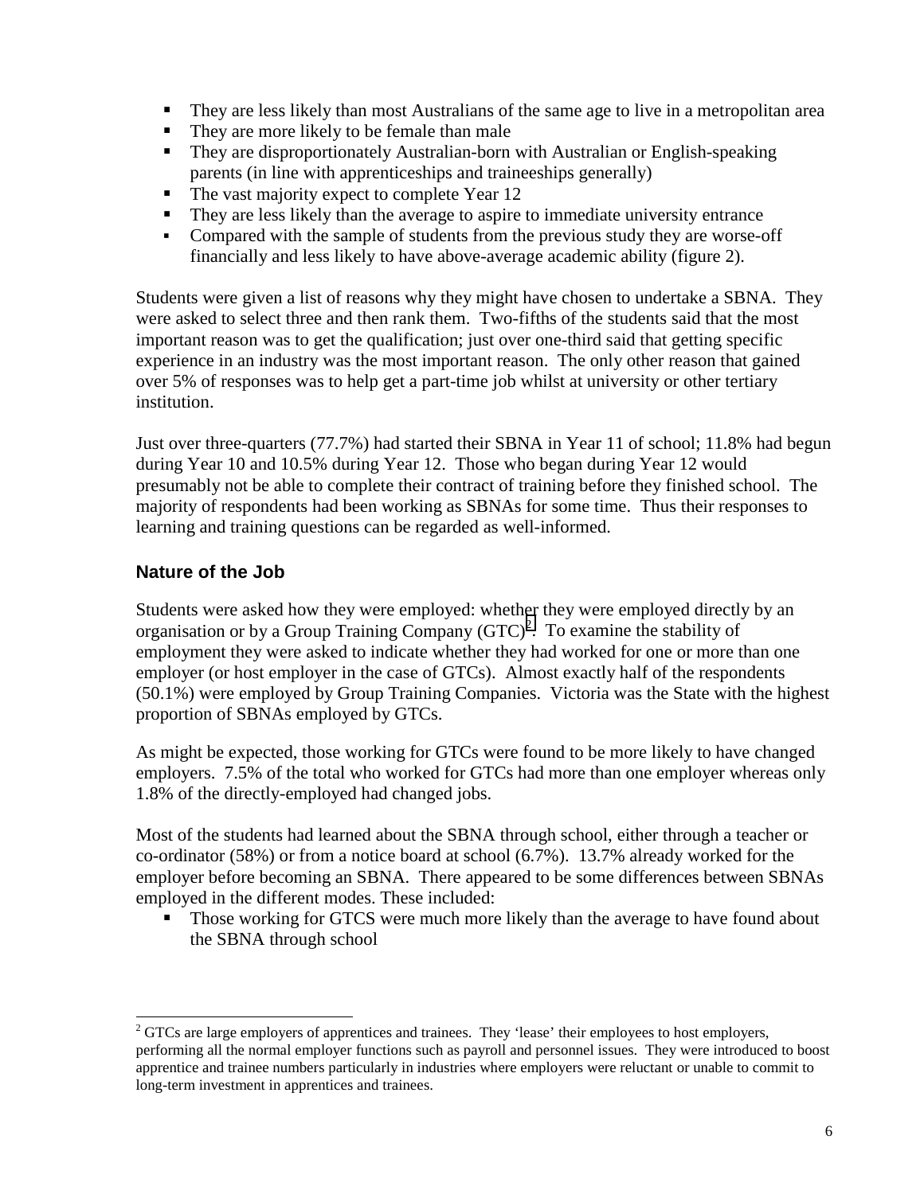- They are less likely than most Australians of the same age to live in a metropolitan area
- They are more likely to be female than male
- They are disproportionately Australian-born with Australian or English-speaking parents (in line with apprenticeships and traineeships generally)
- The vast majority expect to complete Year 12
- They are less likely than the average to aspire to immediate university entrance
- Compared with the sample of students from the previous study they are worse-off financially and less likely to have above-average academic ability (figure 2).

Students were given a list of reasons why they might have chosen to undertake a SBNA. They were asked to select three and then rank them. Two-fifths of the students said that the most important reason was to get the qualification; just over one-third said that getting specific experience in an industry was the most important reason. The only other reason that gained over 5% of responses was to help get a part-time job whilst at university or other tertiary institution.

Just over three-quarters (77.7%) had started their SBNA in Year 11 of school; 11.8% had begun during Year 10 and 10.5% during Year 12. Those who began during Year 12 would presumably not be able to complete their contract of training before they finished school. The majority of respondents had been working as SBNAs for some time. Thus their responses to learning and training questions can be regarded as well-informed.

### Nature of the Job

Students were asked how they were employed: whether they were employed directly by an organisation or by a Group Training Company (GTC)[2]. To examine the stability of employment they were asked to indicate whether they had worked for one or more than one employer (or host employer in the case of GTCs). Almost exactly half of the respondents (50.1%) were employed by Group Training Companies. Victoria was the State with the highest proportion of SBNAs employed by GTCs.

As might be expected, those working for GTCs were found to be more likely to have changed employers. 7.5% of the total who worked for GTCs had more than one employer whereas only 1.8% of the directly-employed had changed jobs.

Most of the students had learned about the SBNA through school, either through a teacher or co-ordinator (58%) or from a notice board at school (6.7%). 13.7% already worked for the employer before becoming an SBNA. There appeared to be some differences between SBNAs employed in the different modes. These included:

- Those working for GTCS were much more likely than the average to have found about the SBNA through school

---

[2] GTCs are large employers of apprentices and trainees. They 'lease' their employees to host employers, performing all the normal employer functions such as payroll and personnel issues. They were introduced to boost apprentice and trainee numbers particularly in industries where employers were reluctant or unable to commit to long-term investment in apprentices and trainees.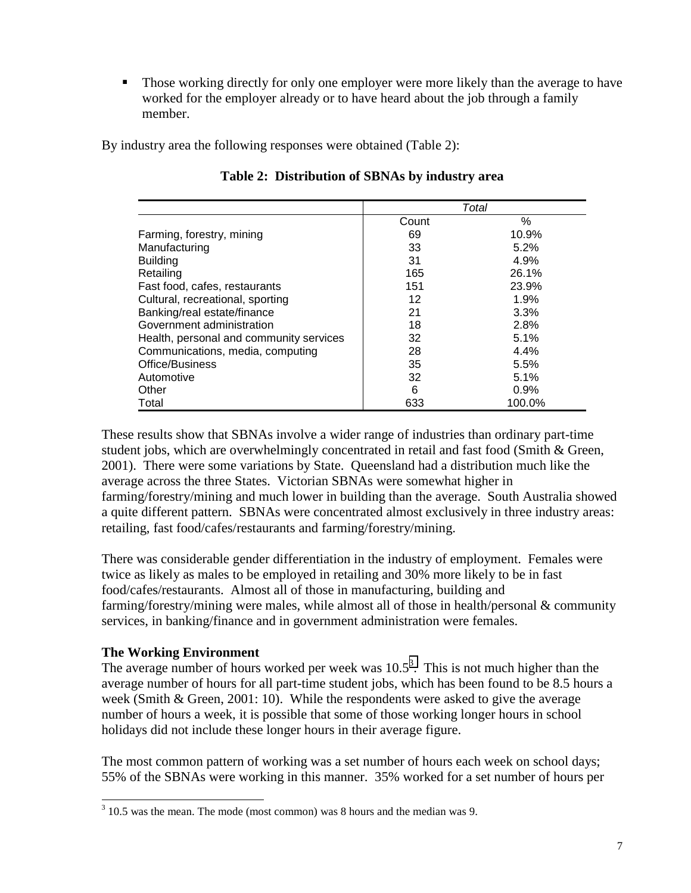- Those working directly for only one employer were more likely than the average to have worked for the employer already or to have heard about the job through a family member.

By industry area the following responses were obtained (Table 2):

**Table 2: Distribution of SBNAs by industry area**

| | *Total* | |
|---|---|---|
| | Count | % |
| Farming, forestry, mining | 69 | 10.9% |
| Manufacturing | 33 | 5.2% |
| Building | 31 | 4.9% |
| Retailing | 165 | 26.1% |
| Fast food, cafes, restaurants | 151 | 23.9% |
| Cultural, recreational, sporting | 12 | 1.9% |
| Banking/real estate/finance | 21 | 3.3% |
| Government administration | 18 | 2.8% |
| Health, personal and community services | 32 | 5.1% |
| Communications, media, computing | 28 | 4.4% |
| Office/Business | 35 | 5.5% |
| Automotive | 32 | 5.1% |
| Other | 6 | 0.9% |
| Total | 633 | 100.0% |

These results show that SBNAs involve a wider range of industries than ordinary part-time student jobs, which are overwhelmingly concentrated in retail and fast food (Smith & Green, 2001). There were some variations by State. Queensland had a distribution much like the average across the three States. Victorian SBNAs were somewhat higher in farming/forestry/mining and much lower in building than the average. South Australia showed a quite different pattern. SBNAs were concentrated almost exclusively in three industry areas: retailing, fast food/cafes/restaurants and farming/forestry/mining.

There was considerable gender differentiation in the industry of employment. Females were twice as likely as males to be employed in retailing and 30% more likely to be in fast food/cafes/restaurants. Almost all of those in manufacturing, building and farming/forestry/mining were males, while almost all of those in health/personal & community services, in banking/finance and in government administration were females.

### The Working Environment

The average number of hours worked per week was 10.5[3]. This is not much higher than the average number of hours for all part-time student jobs, which has been found to be 8.5 hours a week (Smith & Green, 2001: 10). While the respondents were asked to give the average number of hours a week, it is possible that some of those working longer hours in school holidays did not include these longer hours in their average figure.

The most common pattern of working was a set number of hours each week on school days; 55% of the SBNAs were working in this manner. 35% worked for a set number of hours per

[3] 10.5 was the mean. The mode (most common) was 8 hours and the median was 9.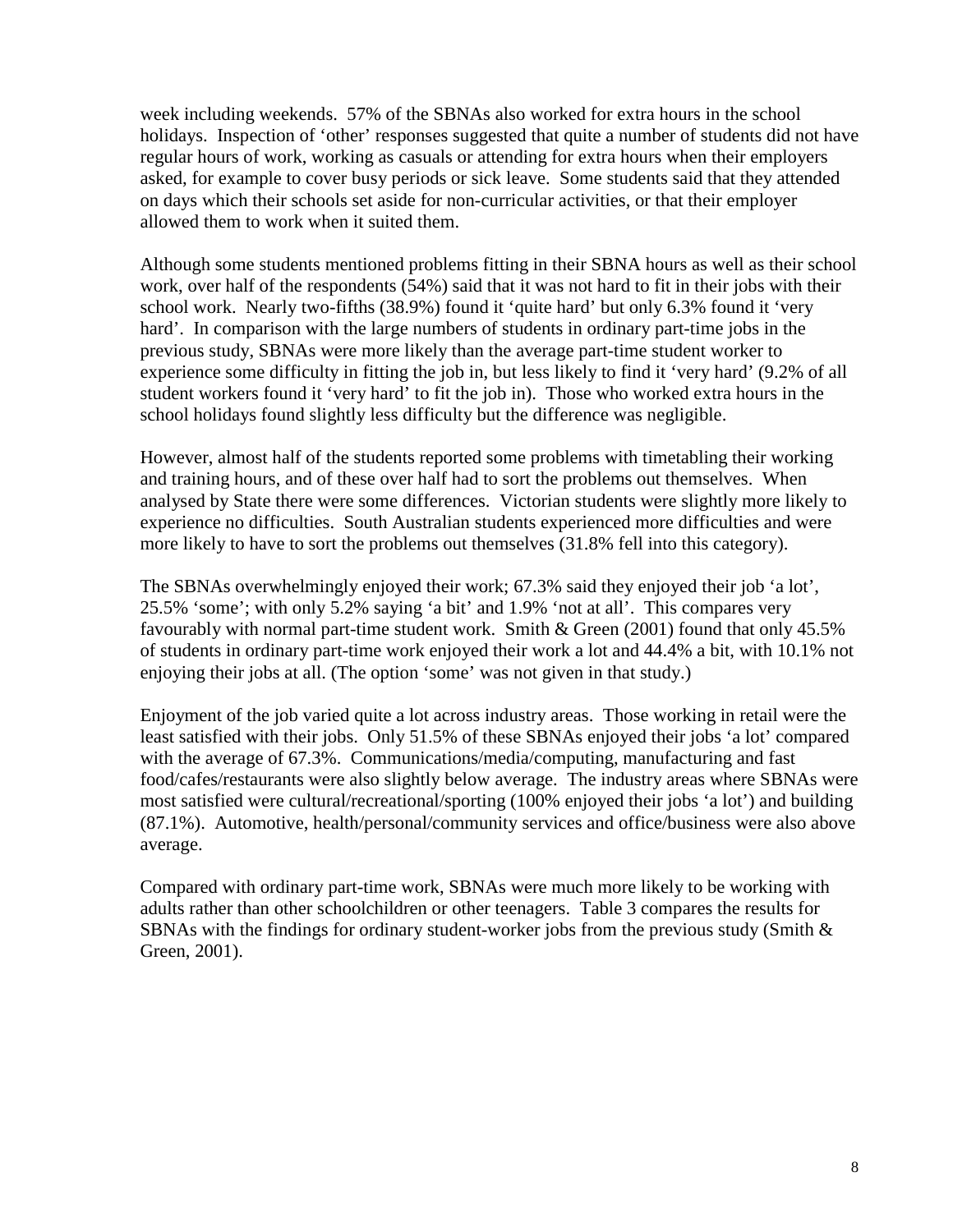week including weekends. 57% of the SBNAs also worked for extra hours in the school holidays. Inspection of 'other' responses suggested that quite a number of students did not have regular hours of work, working as casuals or attending for extra hours when their employers asked, for example to cover busy periods or sick leave. Some students said that they attended on days which their schools set aside for non-curricular activities, or that their employer allowed them to work when it suited them.

Although some students mentioned problems fitting in their SBNA hours as well as their school work, over half of the respondents (54%) said that it was not hard to fit in their jobs with their school work. Nearly two-fifths (38.9%) found it 'quite hard' but only 6.3% found it 'very hard'. In comparison with the large numbers of students in ordinary part-time jobs in the previous study, SBNAs were more likely than the average part-time student worker to experience some difficulty in fitting the job in, but less likely to find it 'very hard' (9.2% of all student workers found it 'very hard' to fit the job in). Those who worked extra hours in the school holidays found slightly less difficulty but the difference was negligible.

However, almost half of the students reported some problems with timetabling their working and training hours, and of these over half had to sort the problems out themselves. When analysed by State there were some differences. Victorian students were slightly more likely to experience no difficulties. South Australian students experienced more difficulties and were more likely to have to sort the problems out themselves (31.8% fell into this category).

The SBNAs overwhelmingly enjoyed their work; 67.3% said they enjoyed their job 'a lot', 25.5% 'some'; with only 5.2% saying 'a bit' and 1.9% 'not at all'. This compares very favourably with normal part-time student work. Smith & Green (2001) found that only 45.5% of students in ordinary part-time work enjoyed their work a lot and 44.4% a bit, with 10.1% not enjoying their jobs at all. (The option 'some' was not given in that study.)

Enjoyment of the job varied quite a lot across industry areas. Those working in retail were the least satisfied with their jobs. Only 51.5% of these SBNAs enjoyed their jobs 'a lot' compared with the average of 67.3%. Communications/media/computing, manufacturing and fast food/cafes/restaurants were also slightly below average. The industry areas where SBNAs were most satisfied were cultural/recreational/sporting (100% enjoyed their jobs 'a lot') and building (87.1%). Automotive, health/personal/community services and office/business were also above average.

Compared with ordinary part-time work, SBNAs were much more likely to be working with adults rather than other schoolchildren or other teenagers. Table 3 compares the results for SBNAs with the findings for ordinary student-worker jobs from the previous study (Smith & Green, 2001).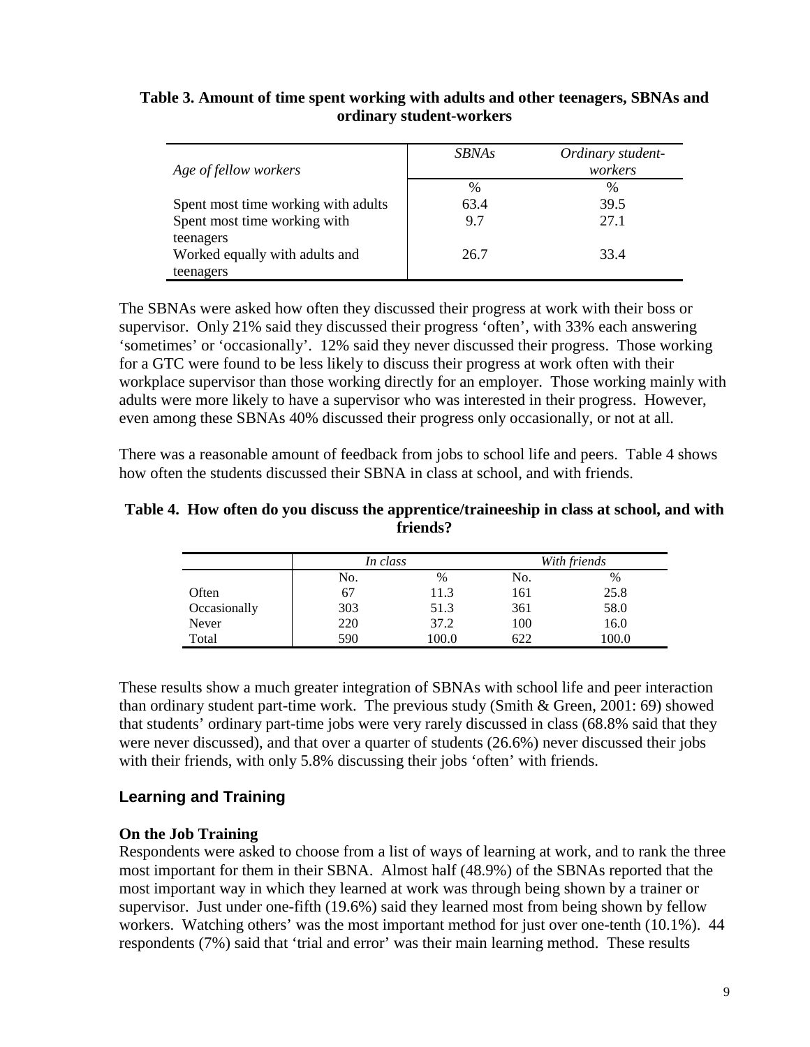**Table 3. Amount of time spent working with adults and other teenagers, SBNAs and ordinary student-workers**

| *Age of fellow workers* | *SBNAs* | *Ordinary student-workers* |
|---|---|---|
| | % | % |
| Spent most time working with adults | 63.4 | 39.5 |
| Spent most time working with teenagers | 9.7 | 27.1 |
| Worked equally with adults and teenagers | 26.7 | 33.4 |

The SBNAs were asked how often they discussed their progress at work with their boss or supervisor. Only 21% said they discussed their progress 'often', with 33% each answering 'sometimes' or 'occasionally'. 12% said they never discussed their progress. Those working for a GTC were found to be less likely to discuss their progress at work often with their workplace supervisor than those working directly for an employer. Those working mainly with adults were more likely to have a supervisor who was interested in their progress. However, even among these SBNAs 40% discussed their progress only occasionally, or not at all.

There was a reasonable amount of feedback from jobs to school life and peers. Table 4 shows how often the students discussed their SBNA in class at school, and with friends.

**Table 4. How often do you discuss the apprentice/traineeship in class at school, and with friends?**

| | *In class* | | *With friends* | |
|---|---|---|---|---|
| | No. | % | No. | % |
| Often | 67 | 11.3 | 161 | 25.8 |
| Occasionally | 303 | 51.3 | 361 | 58.0 |
| Never | 220 | 37.2 | 100 | 16.0 |
| Total | 590 | 100.0 | 622 | 100.0 |

These results show a much greater integration of SBNAs with school life and peer interaction than ordinary student part-time work. The previous study (Smith & Green, 2001: 69) showed that students' ordinary part-time jobs were very rarely discussed in class (68.8% said that they were never discussed), and that over a quarter of students (26.6%) never discussed their jobs with their friends, with only 5.8% discussing their jobs 'often' with friends.

## Learning and Training

### On the Job Training

Respondents were asked to choose from a list of ways of learning at work, and to rank the three most important for them in their SBNA. Almost half (48.9%) of the SBNAs reported that the most important way in which they learned at work was through being shown by a trainer or supervisor. Just under one-fifth (19.6%) said they learned most from being shown by fellow workers. Watching others' was the most important method for just over one-tenth (10.1%). 44 respondents (7%) said that 'trial and error' was their main learning method. These results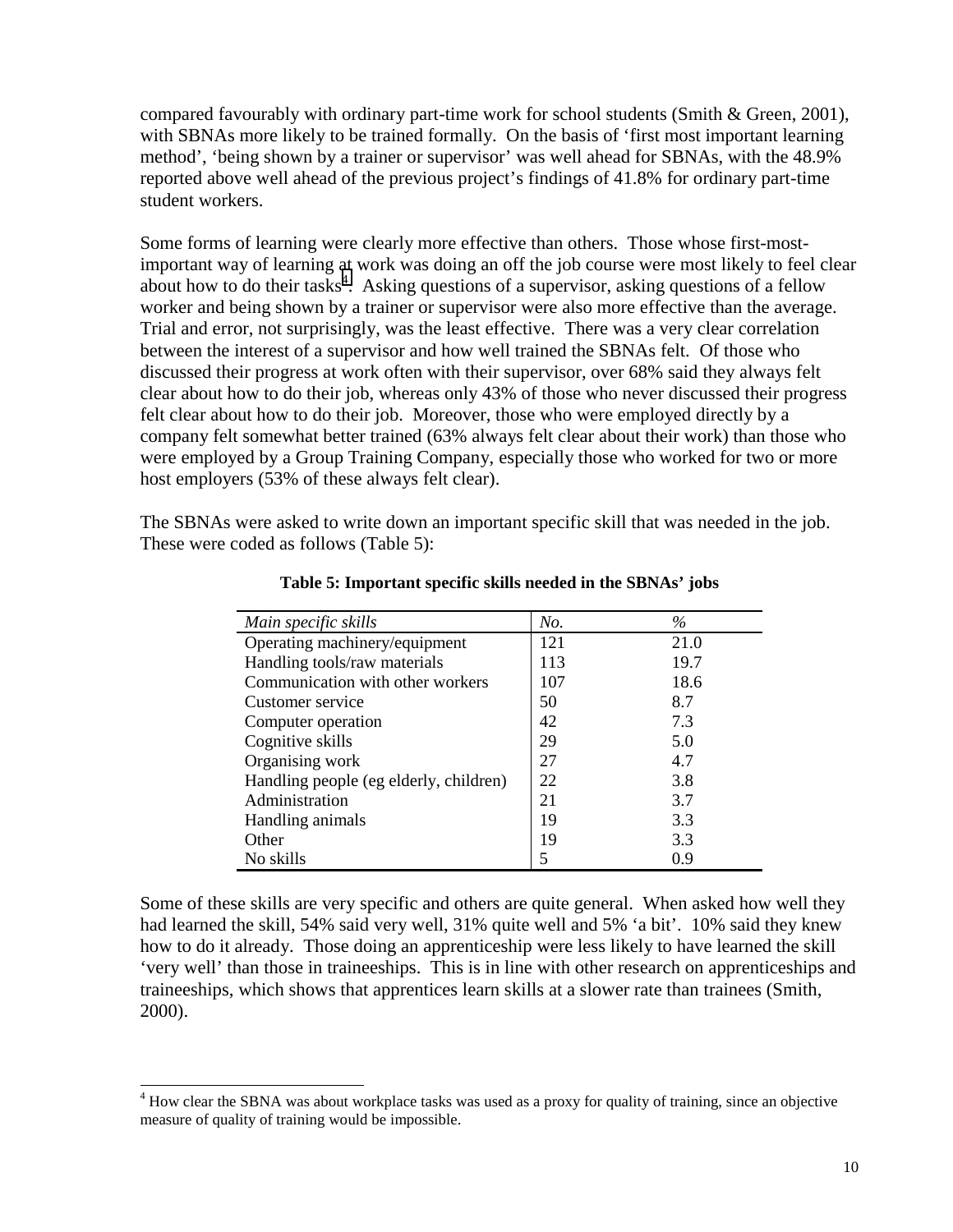compared favourably with ordinary part-time work for school students (Smith & Green, 2001), with SBNAs more likely to be trained formally. On the basis of 'first most important learning method', 'being shown by a trainer or supervisor' was well ahead for SBNAs, with the 48.9% reported above well ahead of the previous project's findings of 41.8% for ordinary part-time student workers.

Some forms of learning were clearly more effective than others. Those whose first-most-important way of learning at work was doing an off the job course were most likely to feel clear about how to do their tasks[4]. Asking questions of a supervisor, asking questions of a fellow worker and being shown by a trainer or supervisor were also more effective than the average. Trial and error, not surprisingly, was the least effective. There was a very clear correlation between the interest of a supervisor and how well trained the SBNAs felt. Of those who discussed their progress at work often with their supervisor, over 68% said they always felt clear about how to do their job, whereas only 43% of those who never discussed their progress felt clear about how to do their job. Moreover, those who were employed directly by a company felt somewhat better trained (63% always felt clear about their work) than those who were employed by a Group Training Company, especially those who worked for two or more host employers (53% of these always felt clear).

The SBNAs were asked to write down an important specific skill that was needed in the job. These were coded as follows (Table 5):

**Table 5: Important specific skills needed in the SBNAs' jobs**

| *Main specific skills* | *No.* | *%* |
|---|---|---|
| Operating machinery/equipment | 121 | 21.0 |
| Handling tools/raw materials | 113 | 19.7 |
| Communication with other workers | 107 | 18.6 |
| Customer service | 50 | 8.7 |
| Computer operation | 42 | 7.3 |
| Cognitive skills | 29 | 5.0 |
| Organising work | 27 | 4.7 |
| Handling people (eg elderly, children) | 22 | 3.8 |
| Administration | 21 | 3.7 |
| Handling animals | 19 | 3.3 |
| Other | 19 | 3.3 |
| No skills | 5 | 0.9 |

Some of these skills are very specific and others are quite general. When asked how well they had learned the skill, 54% said very well, 31% quite well and 5% 'a bit'. 10% said they knew how to do it already. Those doing an apprenticeship were less likely to have learned the skill 'very well' than those in traineeships. This is in line with other research on apprenticeships and traineeships, which shows that apprentices learn skills at a slower rate than trainees (Smith, 2000).

[4] How clear the SBNA was about workplace tasks was used as a proxy for quality of training, since an objective measure of quality of training would be impossible.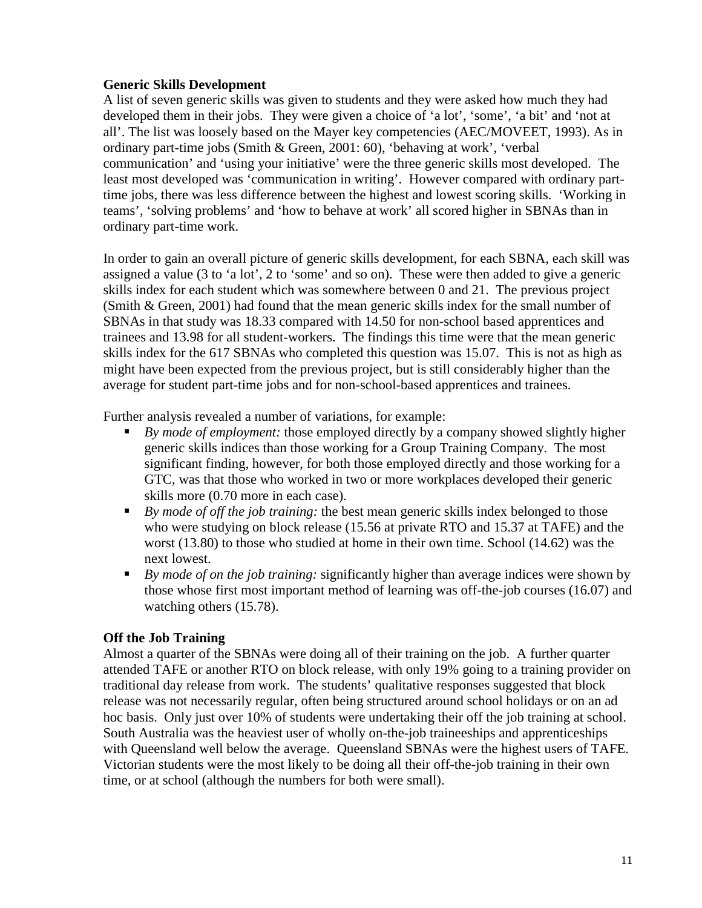**Generic Skills Development**

A list of seven generic skills was given to students and they were asked how much they had developed them in their jobs. They were given a choice of 'a lot', 'some', 'a bit' and 'not at all'. The list was loosely based on the Mayer key competencies (AEC/MOVEET, 1993). As in ordinary part-time jobs (Smith & Green, 2001: 60), 'behaving at work', 'verbal communication' and 'using your initiative' were the three generic skills most developed. The least most developed was 'communication in writing'. However compared with ordinary part-time jobs, there was less difference between the highest and lowest scoring skills. 'Working in teams', 'solving problems' and 'how to behave at work' all scored higher in SBNAs than in ordinary part-time work.

In order to gain an overall picture of generic skills development, for each SBNA, each skill was assigned a value (3 to 'a lot', 2 to 'some' and so on). These were then added to give a generic skills index for each student which was somewhere between 0 and 21. The previous project (Smith & Green, 2001) had found that the mean generic skills index for the small number of SBNAs in that study was 18.33 compared with 14.50 for non-school based apprentices and trainees and 13.98 for all student-workers. The findings this time were that the mean generic skills index for the 617 SBNAs who completed this question was 15.07. This is not as high as might have been expected from the previous project, but is still considerably higher than the average for student part-time jobs and for non-school-based apprentices and trainees.

Further analysis revealed a number of variations, for example:

- *By mode of employment:* those employed directly by a company showed slightly higher generic skills indices than those working for a Group Training Company. The most significant finding, however, for both those employed directly and those working for a GTC, was that those who worked in two or more workplaces developed their generic skills more (0.70 more in each case).
- *By mode of off the job training:* the best mean generic skills index belonged to those who were studying on block release (15.56 at private RTO and 15.37 at TAFE) and the worst (13.80) to those who studied at home in their own time. School (14.62) was the next lowest.
- *By mode of on the job training:* significantly higher than average indices were shown by those whose first most important method of learning was off-the-job courses (16.07) and watching others (15.78).

**Off the Job Training**

Almost a quarter of the SBNAs were doing all of their training on the job. A further quarter attended TAFE or another RTO on block release, with only 19% going to a training provider on traditional day release from work. The students' qualitative responses suggested that block release was not necessarily regular, often being structured around school holidays or on an ad hoc basis. Only just over 10% of students were undertaking their off the job training at school. South Australia was the heaviest user of wholly on-the-job traineeships and apprenticeships with Queensland well below the average. Queensland SBNAs were the highest users of TAFE. Victorian students were the most likely to be doing all their off-the-job training in their own time, or at school (although the numbers for both were small).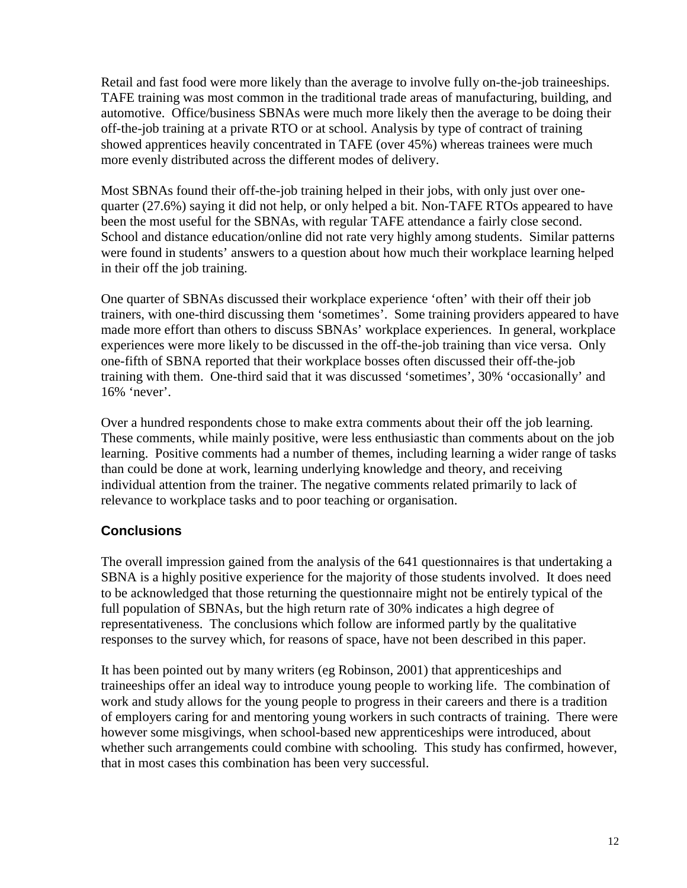Retail and fast food were more likely than the average to involve fully on-the-job traineeships. TAFE training was most common in the traditional trade areas of manufacturing, building, and automotive. Office/business SBNAs were much more likely then the average to be doing their off-the-job training at a private RTO or at school. Analysis by type of contract of training showed apprentices heavily concentrated in TAFE (over 45%) whereas trainees were much more evenly distributed across the different modes of delivery.

Most SBNAs found their off-the-job training helped in their jobs, with only just over one-quarter (27.6%) saying it did not help, or only helped a bit. Non-TAFE RTOs appeared to have been the most useful for the SBNAs, with regular TAFE attendance a fairly close second. School and distance education/online did not rate very highly among students. Similar patterns were found in students' answers to a question about how much their workplace learning helped in their off the job training.

One quarter of SBNAs discussed their workplace experience 'often' with their off their job trainers, with one-third discussing them 'sometimes'. Some training providers appeared to have made more effort than others to discuss SBNAs' workplace experiences. In general, workplace experiences were more likely to be discussed in the off-the-job training than vice versa. Only one-fifth of SBNA reported that their workplace bosses often discussed their off-the-job training with them. One-third said that it was discussed 'sometimes', 30% 'occasionally' and 16% 'never'.

Over a hundred respondents chose to make extra comments about their off the job learning. These comments, while mainly positive, were less enthusiastic than comments about on the job learning. Positive comments had a number of themes, including learning a wider range of tasks than could be done at work, learning underlying knowledge and theory, and receiving individual attention from the trainer. The negative comments related primarily to lack of relevance to workplace tasks and to poor teaching or organisation.

## Conclusions

The overall impression gained from the analysis of the 641 questionnaires is that undertaking a SBNA is a highly positive experience for the majority of those students involved. It does need to be acknowledged that those returning the questionnaire might not be entirely typical of the full population of SBNAs, but the high return rate of 30% indicates a high degree of representativeness. The conclusions which follow are informed partly by the qualitative responses to the survey which, for reasons of space, have not been described in this paper.

It has been pointed out by many writers (eg Robinson, 2001) that apprenticeships and traineeships offer an ideal way to introduce young people to working life. The combination of work and study allows for the young people to progress in their careers and there is a tradition of employers caring for and mentoring young workers in such contracts of training. There were however some misgivings, when school-based new apprenticeships were introduced, about whether such arrangements could combine with schooling. This study has confirmed, however, that in most cases this combination has been very successful.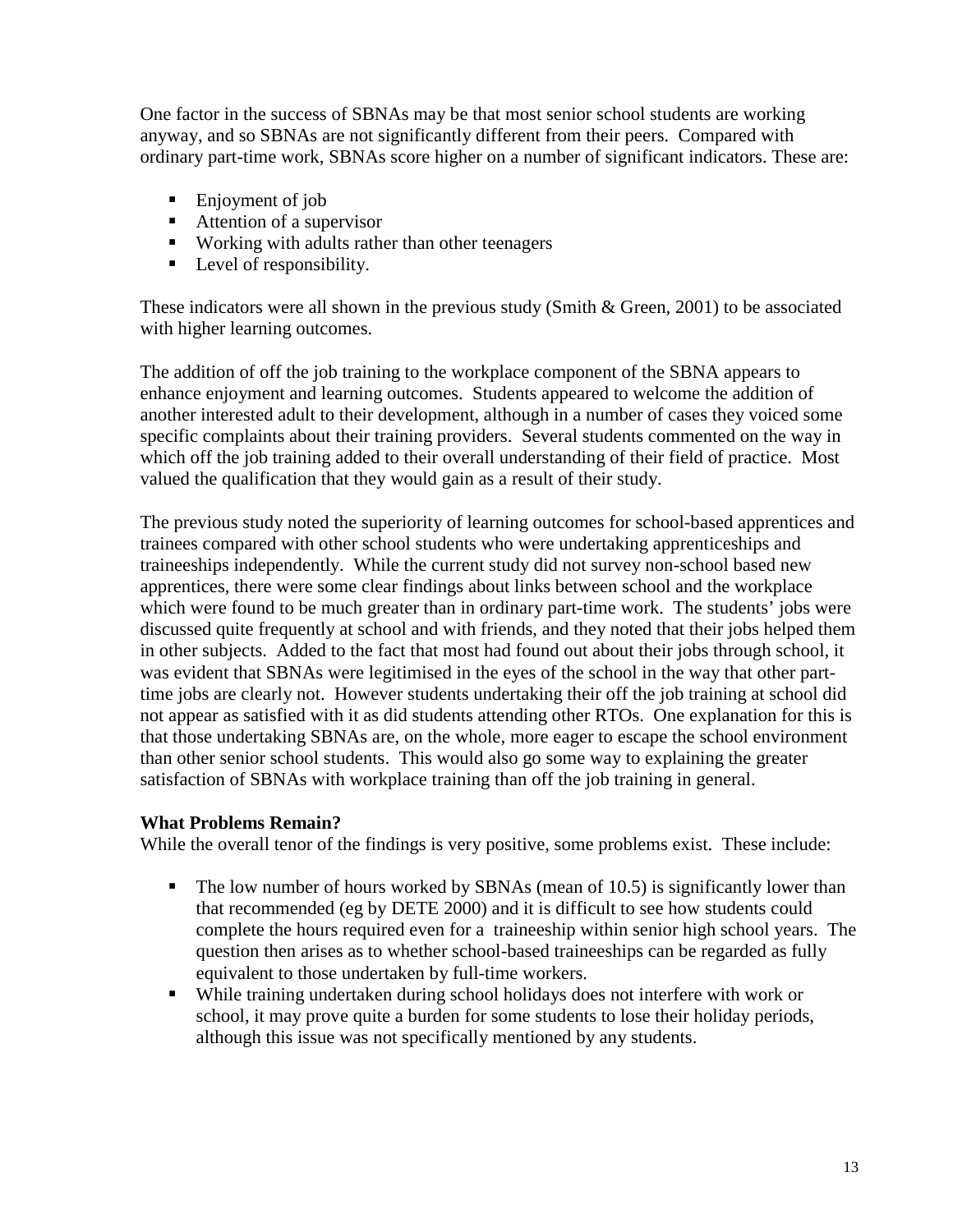One factor in the success of SBNAs may be that most senior school students are working anyway, and so SBNAs are not significantly different from their peers. Compared with ordinary part-time work, SBNAs score higher on a number of significant indicators. These are:

- Enjoyment of job
- Attention of a supervisor
- Working with adults rather than other teenagers
- Level of responsibility.

These indicators were all shown in the previous study (Smith & Green, 2001) to be associated with higher learning outcomes.

The addition of off the job training to the workplace component of the SBNA appears to enhance enjoyment and learning outcomes. Students appeared to welcome the addition of another interested adult to their development, although in a number of cases they voiced some specific complaints about their training providers. Several students commented on the way in which off the job training added to their overall understanding of their field of practice. Most valued the qualification that they would gain as a result of their study.

The previous study noted the superiority of learning outcomes for school-based apprentices and trainees compared with other school students who were undertaking apprenticeships and traineeships independently. While the current study did not survey non-school based new apprentices, there were some clear findings about links between school and the workplace which were found to be much greater than in ordinary part-time work. The students' jobs were discussed quite frequently at school and with friends, and they noted that their jobs helped them in other subjects. Added to the fact that most had found out about their jobs through school, it was evident that SBNAs were legitimised in the eyes of the school in the way that other part-time jobs are clearly not. However students undertaking their off the job training at school did not appear as satisfied with it as did students attending other RTOs. One explanation for this is that those undertaking SBNAs are, on the whole, more eager to escape the school environment than other senior school students. This would also go some way to explaining the greater satisfaction of SBNAs with workplace training than off the job training in general.

**What Problems Remain?**

While the overall tenor of the findings is very positive, some problems exist. These include:

- The low number of hours worked by SBNAs (mean of 10.5) is significantly lower than that recommended (eg by DETE 2000) and it is difficult to see how students could complete the hours required even for a traineeship within senior high school years. The question then arises as to whether school-based traineeships can be regarded as fully equivalent to those undertaken by full-time workers.
- While training undertaken during school holidays does not interfere with work or school, it may prove quite a burden for some students to lose their holiday periods, although this issue was not specifically mentioned by any students.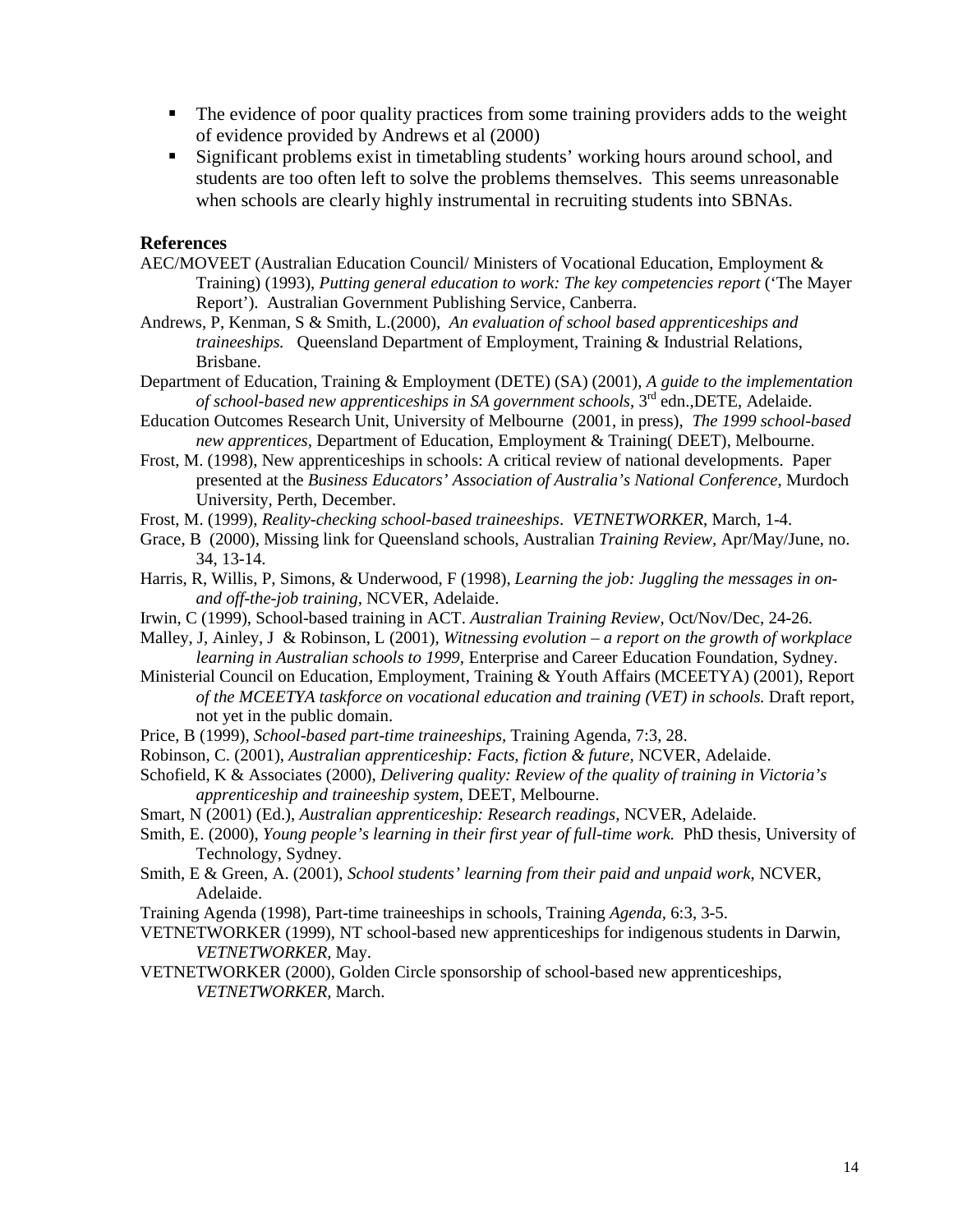- The evidence of poor quality practices from some training providers adds to the weight of evidence provided by Andrews et al (2000)
- Significant problems exist in timetabling students' working hours around school, and students are too often left to solve the problems themselves. This seems unreasonable when schools are clearly highly instrumental in recruiting students into SBNAs.

### References

AEC/MOVEET (Australian Education Council/ Ministers of Vocational Education, Employment & Training) (1993), *Putting general education to work: The key competencies report* ('The Mayer Report'). Australian Government Publishing Service, Canberra.

Andrews, P, Kenman, S & Smith, L.(2000), *An evaluation of school based apprenticeships and traineeships.* Queensland Department of Employment, Training & Industrial Relations, Brisbane.

Department of Education, Training & Employment (DETE) (SA) (2001), *A guide to the implementation of school-based new apprenticeships in SA government schools*, 3rd edn.,DETE, Adelaide.

Education Outcomes Research Unit, University of Melbourne (2001, in press), *The 1999 school-based new apprentices,* Department of Education, Employment & Training( DEET), Melbourne.

Frost, M. (1998), New apprenticeships in schools: A critical review of national developments. Paper presented at the *Business Educators' Association of Australia's National Conference*, Murdoch University, Perth, December.

Frost, M. (1999), *Reality-checking school-based traineeships*. *VETNETWORKER*, March, 1-4.

Grace, B (2000), Missing link for Queensland schools, Australian *Training Review,* Apr/May/June, no. 34, 13-14.

Harris, R, Willis, P, Simons, & Underwood, F (1998), *Learning the job: Juggling the messages in on- and off-the-job training,* NCVER, Adelaide.

Irwin, C (1999), School-based training in ACT. *Australian Training Review,* Oct/Nov/Dec, 24-26.

Malley, J, Ainley, J & Robinson, L (2001), *Witnessing evolution – a report on the growth of workplace learning in Australian schools to 1999*, Enterprise and Career Education Foundation, Sydney.

Ministerial Council on Education, Employment, Training & Youth Affairs (MCEETYA) (2001), Report *of the MCEETYA taskforce on vocational education and training (VET) in schools.* Draft report, not yet in the public domain.

Price, B (1999), *School-based part-time traineeships,* Training Agenda, 7:3, 28.

Robinson, C. (2001), *Australian apprenticeship: Facts, fiction & future,* NCVER, Adelaide.

Schofield, K & Associates (2000), *Delivering quality: Review of the quality of training in Victoria's apprenticeship and traineeship system*, DEET, Melbourne.

Smart, N (2001) (Ed.), *Australian apprenticeship: Research readings,* NCVER, Adelaide.

Smith, E. (2000), *Young people's learning in their first year of full-time work.* PhD thesis, University of Technology, Sydney.

Smith, E & Green, A. (2001), *School students' learning from their paid and unpaid work*, NCVER, Adelaide.

Training Agenda (1998), Part-time traineeships in schools, Training *Agenda*, 6:3, 3-5.

VETNETWORKER (1999), NT school-based new apprenticeships for indigenous students in Darwin, *VETNETWORKER,* May.

VETNETWORKER (2000), Golden Circle sponsorship of school-based new apprenticeships, *VETNETWORKER,* March.